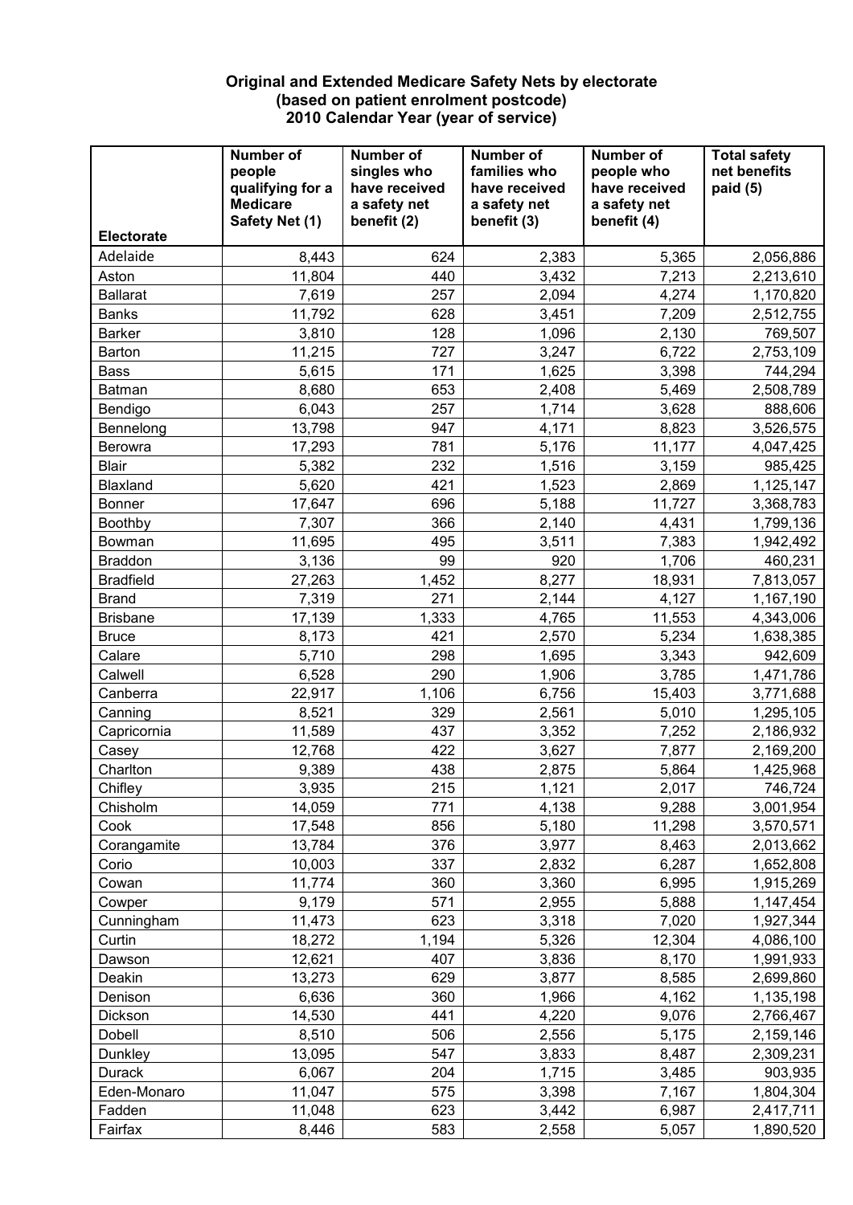# Original and Extended Medicare Safety Nets by electorate
## (based on patient enrolment postcode)
## 2010 Calendar Year (year of service)

| Electorate | Number of people qualifying for a Medicare Safety Net (1) | Number of singles who have received a safety net benefit (2) | Number of families who have received a safety net benefit (3) | Number of people who have received a safety net benefit (4) | Total safety net benefits paid (5) |
|---|---|---|---|---|---|
| Adelaide | 8,443 | 624 | 2,383 | 5,365 | 2,056,886 |
| Aston | 11,804 | 440 | 3,432 | 7,213 | 2,213,610 |
| Ballarat | 7,619 | 257 | 2,094 | 4,274 | 1,170,820 |
| Banks | 11,792 | 628 | 3,451 | 7,209 | 2,512,755 |
| Barker | 3,810 | 128 | 1,096 | 2,130 | 769,507 |
| Barton | 11,215 | 727 | 3,247 | 6,722 | 2,753,109 |
| Bass | 5,615 | 171 | 1,625 | 3,398 | 744,294 |
| Batman | 8,680 | 653 | 2,408 | 5,469 | 2,508,789 |
| Bendigo | 6,043 | 257 | 1,714 | 3,628 | 888,606 |
| Bennelong | 13,798 | 947 | 4,171 | 8,823 | 3,526,575 |
| Berowra | 17,293 | 781 | 5,176 | 11,177 | 4,047,425 |
| Blair | 5,382 | 232 | 1,516 | 3,159 | 985,425 |
| Blaxland | 5,620 | 421 | 1,523 | 2,869 | 1,125,147 |
| Bonner | 17,647 | 696 | 5,188 | 11,727 | 3,368,783 |
| Boothby | 7,307 | 366 | 2,140 | 4,431 | 1,799,136 |
| Bowman | 11,695 | 495 | 3,511 | 7,383 | 1,942,492 |
| Braddon | 3,136 | 99 | 920 | 1,706 | 460,231 |
| Bradfield | 27,263 | 1,452 | 8,277 | 18,931 | 7,813,057 |
| Brand | 7,319 | 271 | 2,144 | 4,127 | 1,167,190 |
| Brisbane | 17,139 | 1,333 | 4,765 | 11,553 | 4,343,006 |
| Bruce | 8,173 | 421 | 2,570 | 5,234 | 1,638,385 |
| Calare | 5,710 | 298 | 1,695 | 3,343 | 942,609 |
| Calwell | 6,528 | 290 | 1,906 | 3,785 | 1,471,786 |
| Canberra | 22,917 | 1,106 | 6,756 | 15,403 | 3,771,688 |
| Canning | 8,521 | 329 | 2,561 | 5,010 | 1,295,105 |
| Capricornia | 11,589 | 437 | 3,352 | 7,252 | 2,186,932 |
| Casey | 12,768 | 422 | 3,627 | 7,877 | 2,169,200 |
| Charlton | 9,389 | 438 | 2,875 | 5,864 | 1,425,968 |
| Chifley | 3,935 | 215 | 1,121 | 2,017 | 746,724 |
| Chisholm | 14,059 | 771 | 4,138 | 9,288 | 3,001,954 |
| Cook | 17,548 | 856 | 5,180 | 11,298 | 3,570,571 |
| Corangamite | 13,784 | 376 | 3,977 | 8,463 | 2,013,662 |
| Corio | 10,003 | 337 | 2,832 | 6,287 | 1,652,808 |
| Cowan | 11,774 | 360 | 3,360 | 6,995 | 1,915,269 |
| Cowper | 9,179 | 571 | 2,955 | 5,888 | 1,147,454 |
| Cunningham | 11,473 | 623 | 3,318 | 7,020 | 1,927,344 |
| Curtin | 18,272 | 1,194 | 5,326 | 12,304 | 4,086,100 |
| Dawson | 12,621 | 407 | 3,836 | 8,170 | 1,991,933 |
| Deakin | 13,273 | 629 | 3,877 | 8,585 | 2,699,860 |
| Denison | 6,636 | 360 | 1,966 | 4,162 | 1,135,198 |
| Dickson | 14,530 | 441 | 4,220 | 9,076 | 2,766,467 |
| Dobell | 8,510 | 506 | 2,556 | 5,175 | 2,159,146 |
| Dunkley | 13,095 | 547 | 3,833 | 8,487 | 2,309,231 |
| Durack | 6,067 | 204 | 1,715 | 3,485 | 903,935 |
| Eden-Monaro | 11,047 | 575 | 3,398 | 7,167 | 1,804,304 |
| Fadden | 11,048 | 623 | 3,442 | 6,987 | 2,417,711 |
| Fairfax | 8,446 | 583 | 2,558 | 5,057 | 1,890,520 |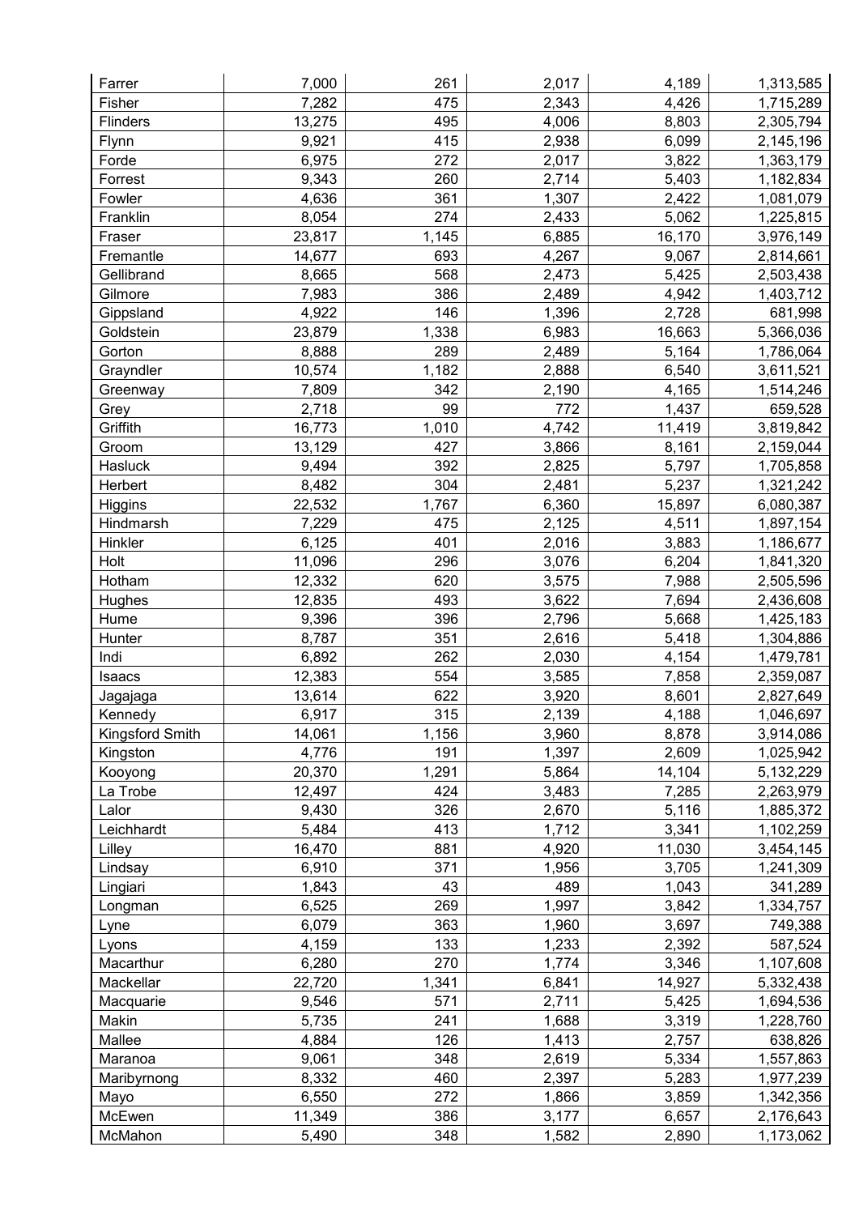| | | | | | |
|---|---|---|---|---|---|
| Farrer | 7,000 | 261 | 2,017 | 4,189 | 1,313,585 |
| Fisher | 7,282 | 475 | 2,343 | 4,426 | 1,715,289 |
| Flinders | 13,275 | 495 | 4,006 | 8,803 | 2,305,794 |
| Flynn | 9,921 | 415 | 2,938 | 6,099 | 2,145,196 |
| Forde | 6,975 | 272 | 2,017 | 3,822 | 1,363,179 |
| Forrest | 9,343 | 260 | 2,714 | 5,403 | 1,182,834 |
| Fowler | 4,636 | 361 | 1,307 | 2,422 | 1,081,079 |
| Franklin | 8,054 | 274 | 2,433 | 5,062 | 1,225,815 |
| Fraser | 23,817 | 1,145 | 6,885 | 16,170 | 3,976,149 |
| Fremantle | 14,677 | 693 | 4,267 | 9,067 | 2,814,661 |
| Gellibrand | 8,665 | 568 | 2,473 | 5,425 | 2,503,438 |
| Gilmore | 7,983 | 386 | 2,489 | 4,942 | 1,403,712 |
| Gippsland | 4,922 | 146 | 1,396 | 2,728 | 681,998 |
| Goldstein | 23,879 | 1,338 | 6,983 | 16,663 | 5,366,036 |
| Gorton | 8,888 | 289 | 2,489 | 5,164 | 1,786,064 |
| Grayndler | 10,574 | 1,182 | 2,888 | 6,540 | 3,611,521 |
| Greenway | 7,809 | 342 | 2,190 | 4,165 | 1,514,246 |
| Grey | 2,718 | 99 | 772 | 1,437 | 659,528 |
| Griffith | 16,773 | 1,010 | 4,742 | 11,419 | 3,819,842 |
| Groom | 13,129 | 427 | 3,866 | 8,161 | 2,159,044 |
| Hasluck | 9,494 | 392 | 2,825 | 5,797 | 1,705,858 |
| Herbert | 8,482 | 304 | 2,481 | 5,237 | 1,321,242 |
| Higgins | 22,532 | 1,767 | 6,360 | 15,897 | 6,080,387 |
| Hindmarsh | 7,229 | 475 | 2,125 | 4,511 | 1,897,154 |
| Hinkler | 6,125 | 401 | 2,016 | 3,883 | 1,186,677 |
| Holt | 11,096 | 296 | 3,076 | 6,204 | 1,841,320 |
| Hotham | 12,332 | 620 | 3,575 | 7,988 | 2,505,596 |
| Hughes | 12,835 | 493 | 3,622 | 7,694 | 2,436,608 |
| Hume | 9,396 | 396 | 2,796 | 5,668 | 1,425,183 |
| Hunter | 8,787 | 351 | 2,616 | 5,418 | 1,304,886 |
| Indi | 6,892 | 262 | 2,030 | 4,154 | 1,479,781 |
| Isaacs | 12,383 | 554 | 3,585 | 7,858 | 2,359,087 |
| Jagajaga | 13,614 | 622 | 3,920 | 8,601 | 2,827,649 |
| Kennedy | 6,917 | 315 | 2,139 | 4,188 | 1,046,697 |
| Kingsford Smith | 14,061 | 1,156 | 3,960 | 8,878 | 3,914,086 |
| Kingston | 4,776 | 191 | 1,397 | 2,609 | 1,025,942 |
| Kooyong | 20,370 | 1,291 | 5,864 | 14,104 | 5,132,229 |
| La Trobe | 12,497 | 424 | 3,483 | 7,285 | 2,263,979 |
| Lalor | 9,430 | 326 | 2,670 | 5,116 | 1,885,372 |
| Leichhardt | 5,484 | 413 | 1,712 | 3,341 | 1,102,259 |
| Lilley | 16,470 | 881 | 4,920 | 11,030 | 3,454,145 |
| Lindsay | 6,910 | 371 | 1,956 | 3,705 | 1,241,309 |
| Lingiari | 1,843 | 43 | 489 | 1,043 | 341,289 |
| Longman | 6,525 | 269 | 1,997 | 3,842 | 1,334,757 |
| Lyne | 6,079 | 363 | 1,960 | 3,697 | 749,388 |
| Lyons | 4,159 | 133 | 1,233 | 2,392 | 587,524 |
| Macarthur | 6,280 | 270 | 1,774 | 3,346 | 1,107,608 |
| Mackellar | 22,720 | 1,341 | 6,841 | 14,927 | 5,332,438 |
| Macquarie | 9,546 | 571 | 2,711 | 5,425 | 1,694,536 |
| Makin | 5,735 | 241 | 1,688 | 3,319 | 1,228,760 |
| Mallee | 4,884 | 126 | 1,413 | 2,757 | 638,826 |
| Maranoa | 9,061 | 348 | 2,619 | 5,334 | 1,557,863 |
| Maribyrnong | 8,332 | 460 | 2,397 | 5,283 | 1,977,239 |
| Mayo | 6,550 | 272 | 1,866 | 3,859 | 1,342,356 |
| McEwen | 11,349 | 386 | 3,177 | 6,657 | 2,176,643 |
| McMahon | 5,490 | 348 | 1,582 | 2,890 | 1,173,062 |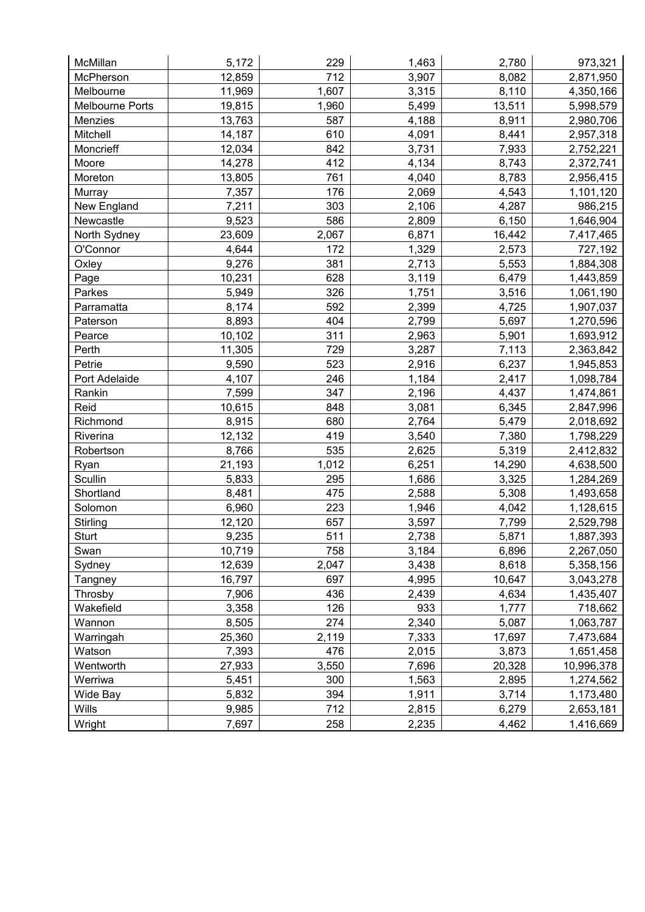| McMillan | 5,172 | 229 | 1,463 | 2,780 | 973,321 |
|---|---|---|---|---|---|
| McPherson | 12,859 | 712 | 3,907 | 8,082 | 2,871,950 |
| Melbourne | 11,969 | 1,607 | 3,315 | 8,110 | 4,350,166 |
| Melbourne Ports | 19,815 | 1,960 | 5,499 | 13,511 | 5,998,579 |
| Menzies | 13,763 | 587 | 4,188 | 8,911 | 2,980,706 |
| Mitchell | 14,187 | 610 | 4,091 | 8,441 | 2,957,318 |
| Moncrieff | 12,034 | 842 | 3,731 | 7,933 | 2,752,221 |
| Moore | 14,278 | 412 | 4,134 | 8,743 | 2,372,741 |
| Moreton | 13,805 | 761 | 4,040 | 8,783 | 2,956,415 |
| Murray | 7,357 | 176 | 2,069 | 4,543 | 1,101,120 |
| New England | 7,211 | 303 | 2,106 | 4,287 | 986,215 |
| Newcastle | 9,523 | 586 | 2,809 | 6,150 | 1,646,904 |
| North Sydney | 23,609 | 2,067 | 6,871 | 16,442 | 7,417,465 |
| O'Connor | 4,644 | 172 | 1,329 | 2,573 | 727,192 |
| Oxley | 9,276 | 381 | 2,713 | 5,553 | 1,884,308 |
| Page | 10,231 | 628 | 3,119 | 6,479 | 1,443,859 |
| Parkes | 5,949 | 326 | 1,751 | 3,516 | 1,061,190 |
| Parramatta | 8,174 | 592 | 2,399 | 4,725 | 1,907,037 |
| Paterson | 8,893 | 404 | 2,799 | 5,697 | 1,270,596 |
| Pearce | 10,102 | 311 | 2,963 | 5,901 | 1,693,912 |
| Perth | 11,305 | 729 | 3,287 | 7,113 | 2,363,842 |
| Petrie | 9,590 | 523 | 2,916 | 6,237 | 1,945,853 |
| Port Adelaide | 4,107 | 246 | 1,184 | 2,417 | 1,098,784 |
| Rankin | 7,599 | 347 | 2,196 | 4,437 | 1,474,861 |
| Reid | 10,615 | 848 | 3,081 | 6,345 | 2,847,996 |
| Richmond | 8,915 | 680 | 2,764 | 5,479 | 2,018,692 |
| Riverina | 12,132 | 419 | 3,540 | 7,380 | 1,798,229 |
| Robertson | 8,766 | 535 | 2,625 | 5,319 | 2,412,832 |
| Ryan | 21,193 | 1,012 | 6,251 | 14,290 | 4,638,500 |
| Scullin | 5,833 | 295 | 1,686 | 3,325 | 1,284,269 |
| Shortland | 8,481 | 475 | 2,588 | 5,308 | 1,493,658 |
| Solomon | 6,960 | 223 | 1,946 | 4,042 | 1,128,615 |
| Stirling | 12,120 | 657 | 3,597 | 7,799 | 2,529,798 |
| Sturt | 9,235 | 511 | 2,738 | 5,871 | 1,887,393 |
| Swan | 10,719 | 758 | 3,184 | 6,896 | 2,267,050 |
| Sydney | 12,639 | 2,047 | 3,438 | 8,618 | 5,358,156 |
| Tangney | 16,797 | 697 | 4,995 | 10,647 | 3,043,278 |
| Throsby | 7,906 | 436 | 2,439 | 4,634 | 1,435,407 |
| Wakefield | 3,358 | 126 | 933 | 1,777 | 718,662 |
| Wannon | 8,505 | 274 | 2,340 | 5,087 | 1,063,787 |
| Warringah | 25,360 | 2,119 | 7,333 | 17,697 | 7,473,684 |
| Watson | 7,393 | 476 | 2,015 | 3,873 | 1,651,458 |
| Wentworth | 27,933 | 3,550 | 7,696 | 20,328 | 10,996,378 |
| Werriwa | 5,451 | 300 | 1,563 | 2,895 | 1,274,562 |
| Wide Bay | 5,832 | 394 | 1,911 | 3,714 | 1,173,480 |
| Wills | 9,985 | 712 | 2,815 | 6,279 | 2,653,181 |
| Wright | 7,697 | 258 | 2,235 | 4,462 | 1,416,669 |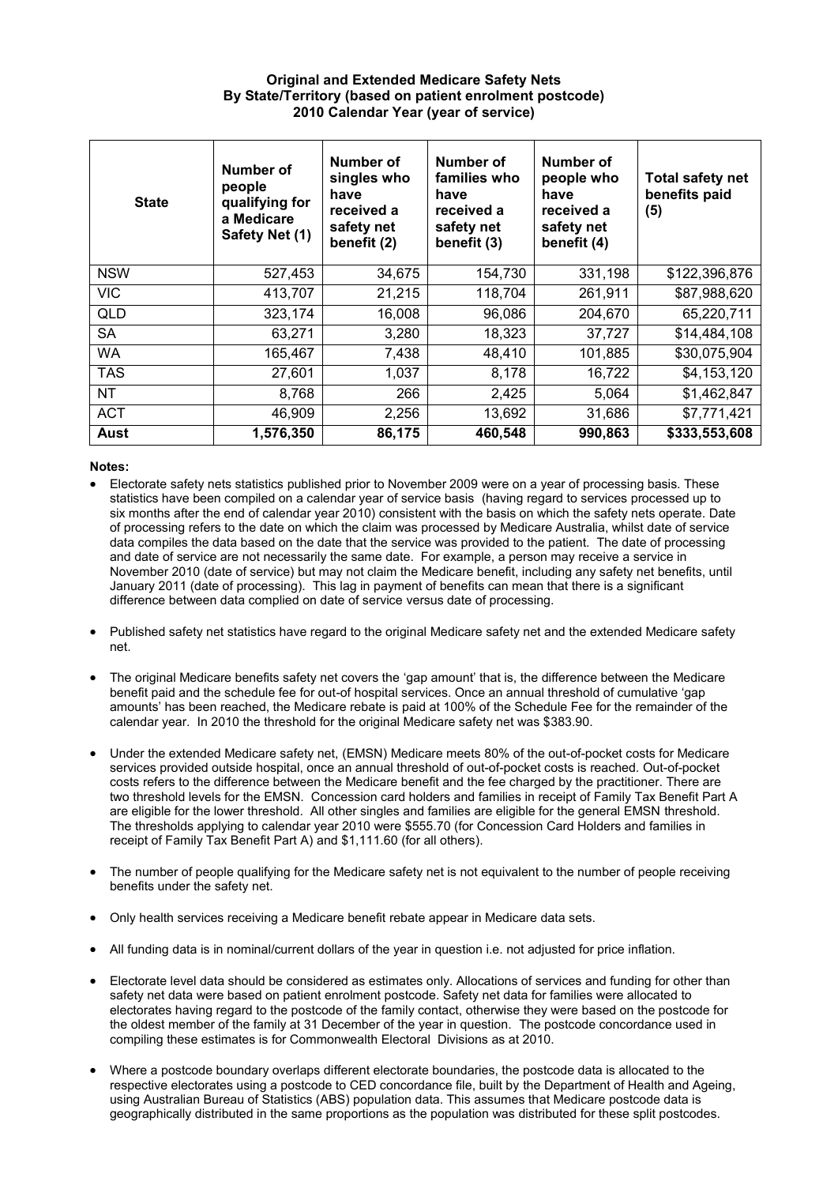**Original and Extended Medicare Safety Nets**
**By State/Territory (based on patient enrolment postcode)**
**2010 Calendar Year (year of service)**

| State | Number of people qualifying for a Medicare Safety Net (1) | Number of singles who have received a safety net benefit (2) | Number of families who have received a safety net benefit (3) | Number of people who have received a safety net benefit (4) | Total safety net benefits paid (5) |
|---|---|---|---|---|---|
| NSW | 527,453 | 34,675 | 154,730 | 331,198 | $122,396,876 |
| VIC | 413,707 | 21,215 | 118,704 | 261,911 | $87,988,620 |
| QLD | 323,174 | 16,008 | 96,086 | 204,670 | 65,220,711 |
| SA | 63,271 | 3,280 | 18,323 | 37,727 | $14,484,108 |
| WA | 165,467 | 7,438 | 48,410 | 101,885 | $30,075,904 |
| TAS | 27,601 | 1,037 | 8,178 | 16,722 | $4,153,120 |
| NT | 8,768 | 266 | 2,425 | 5,064 | $1,462,847 |
| ACT | 46,909 | 2,256 | 13,692 | 31,686 | $7,771,421 |
| **Aust** | **1,576,350** | **86,175** | **460,548** | **990,863** | **$333,553,608** |

**Notes:**

- Electorate safety nets statistics published prior to November 2009 were on a year of processing basis. These statistics have been compiled on a calendar year of service basis (having regard to services processed up to six months after the end of calendar year 2010) consistent with the basis on which the safety nets operate. Date of processing refers to the date on which the claim was processed by Medicare Australia, whilst date of service data compiles the data based on the date that the service was provided to the patient. The date of processing and date of service are not necessarily the same date. For example, a person may receive a service in November 2010 (date of service) but may not claim the Medicare benefit, including any safety net benefits, until January 2011 (date of processing). This lag in payment of benefits can mean that there is a significant difference between data complied on date of service versus date of processing.

- Published safety net statistics have regard to the original Medicare safety net and the extended Medicare safety net.

- The original Medicare benefits safety net covers the 'gap amount' that is, the difference between the Medicare benefit paid and the schedule fee for out-of hospital services. Once an annual threshold of cumulative 'gap amounts' has been reached, the Medicare rebate is paid at 100% of the Schedule Fee for the remainder of the calendar year. In 2010 the threshold for the original Medicare safety net was $383.90.

- Under the extended Medicare safety net, (EMSN) Medicare meets 80% of the out-of-pocket costs for Medicare services provided outside hospital, once an annual threshold of out-of-pocket costs is reached. Out-of-pocket costs refers to the difference between the Medicare benefit and the fee charged by the practitioner. There are two threshold levels for the EMSN. Concession card holders and families in receipt of Family Tax Benefit Part A are eligible for the lower threshold. All other singles and families are eligible for the general EMSN threshold. The thresholds applying to calendar year 2010 were $555.70 (for Concession Card Holders and families in receipt of Family Tax Benefit Part A) and $1,111.60 (for all others).

- The number of people qualifying for the Medicare safety net is not equivalent to the number of people receiving benefits under the safety net.

- Only health services receiving a Medicare benefit rebate appear in Medicare data sets.

- All funding data is in nominal/current dollars of the year in question i.e. not adjusted for price inflation.

- Electorate level data should be considered as estimates only. Allocations of services and funding for other than safety net data were based on patient enrolment postcode. Safety net data for families were allocated to electorates having regard to the postcode of the family contact, otherwise they were based on the postcode for the oldest member of the family at 31 December of the year in question. The postcode concordance used in compiling these estimates is for Commonwealth Electoral Divisions as at 2010.

- Where a postcode boundary overlaps different electorate boundaries, the postcode data is allocated to the respective electorates using a postcode to CED concordance file, built by the Department of Health and Ageing, using Australian Bureau of Statistics (ABS) population data. This assumes that Medicare postcode data is geographically distributed in the same proportions as the population was distributed for these split postcodes.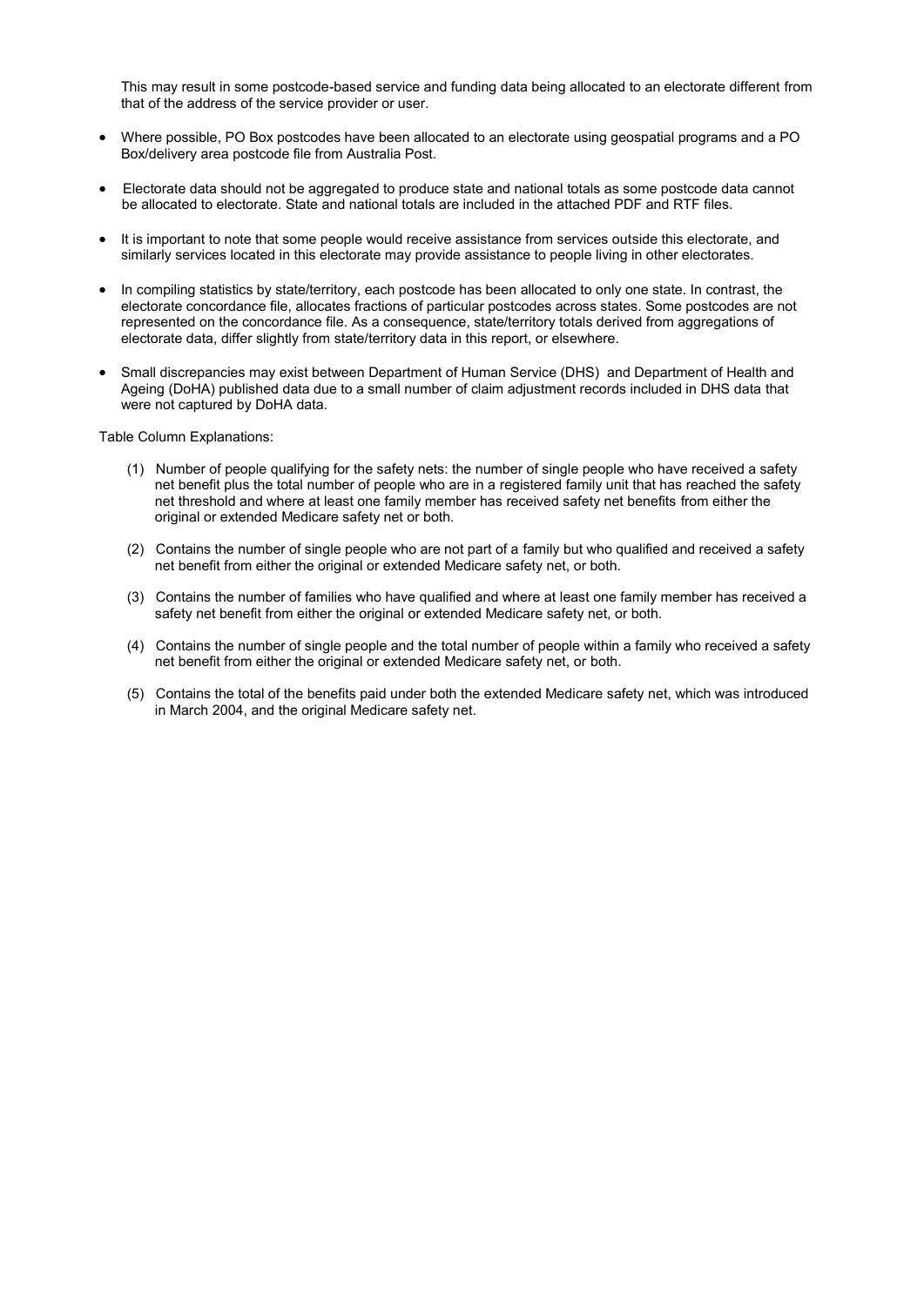This may result in some postcode-based service and funding data being allocated to an electorate different from that of the address of the service provider or user.

- Where possible, PO Box postcodes have been allocated to an electorate using geospatial programs and a PO Box/delivery area postcode file from Australia Post.
- Electorate data should not be aggregated to produce state and national totals as some postcode data cannot be allocated to electorate. State and national totals are included in the attached PDF and RTF files.
- It is important to note that some people would receive assistance from services outside this electorate, and similarly services located in this electorate may provide assistance to people living in other electorates.
- In compiling statistics by state/territory, each postcode has been allocated to only one state. In contrast, the electorate concordance file, allocates fractions of particular postcodes across states. Some postcodes are not represented on the concordance file. As a consequence, state/territory totals derived from aggregations of electorate data, differ slightly from state/territory data in this report, or elsewhere.
- Small discrepancies may exist between Department of Human Service (DHS) and Department of Health and Ageing (DoHA) published data due to a small number of claim adjustment records included in DHS data that were not captured by DoHA data.

Table Column Explanations:

(1) Number of people qualifying for the safety nets: the number of single people who have received a safety net benefit plus the total number of people who are in a registered family unit that has reached the safety net threshold and where at least one family member has received safety net benefits from either the original or extended Medicare safety net or both.

(2) Contains the number of single people who are not part of a family but who qualified and received a safety net benefit from either the original or extended Medicare safety net, or both.

(3) Contains the number of families who have qualified and where at least one family member has received a safety net benefit from either the original or extended Medicare safety net, or both.

(4) Contains the number of single people and the total number of people within a family who received a safety net benefit from either the original or extended Medicare safety net, or both.

(5) Contains the total of the benefits paid under both the extended Medicare safety net, which was introduced in March 2004, and the original Medicare safety net.